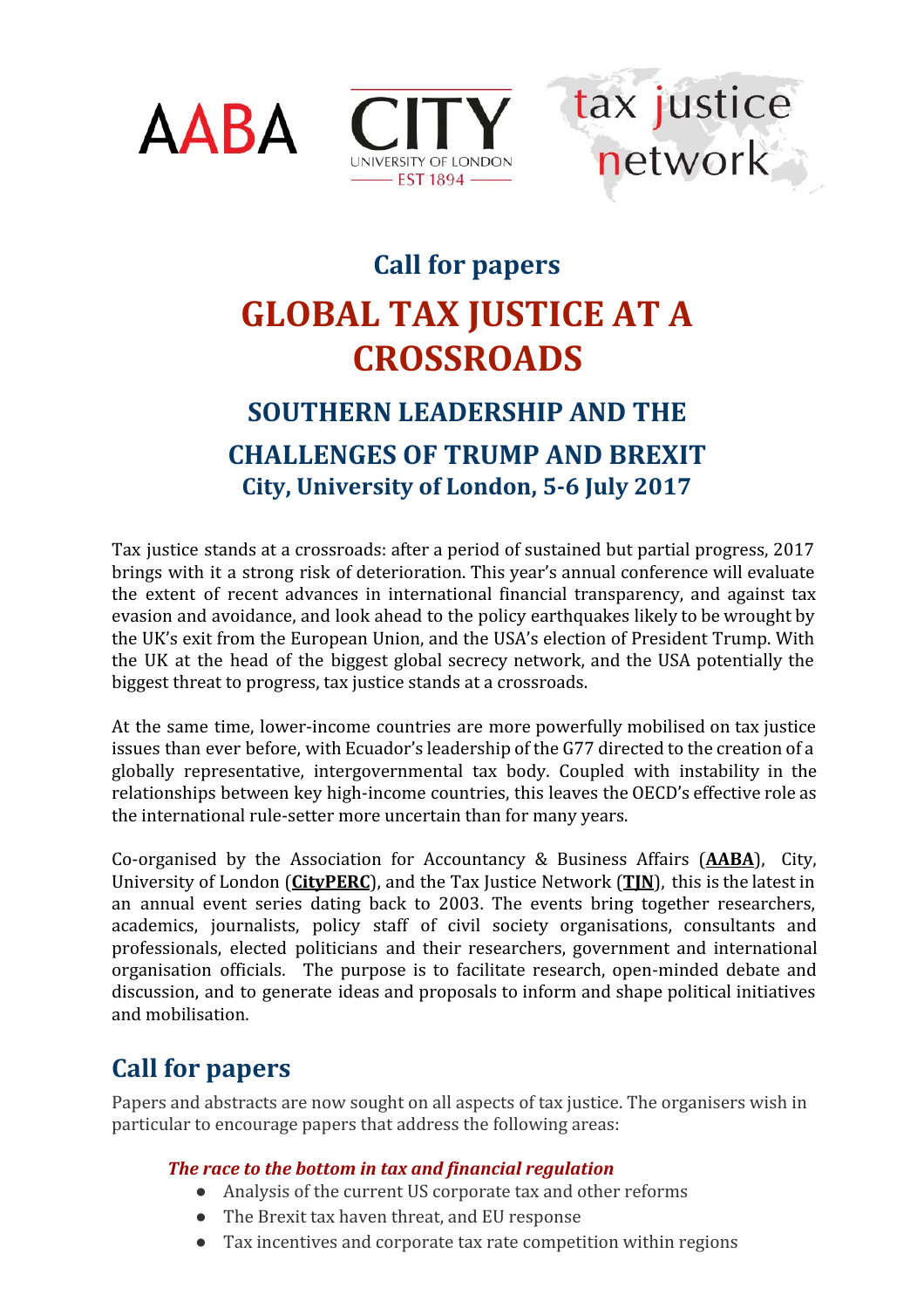AABA CITY UNIVERSITY OF LONDON EST 1894 tax justice network

## Call for papers

# GLOBAL TAX JUSTICE AT A CROSSROADS

## SOUTHERN LEADERSHIP AND THE CHALLENGES OF TRUMP AND BREXIT

### City, University of London, 5-6 July 2017

Tax justice stands at a crossroads: after a period of sustained but partial progress, 2017 brings with it a strong risk of deterioration. This year's annual conference will evaluate the extent of recent advances in international financial transparency, and against tax evasion and avoidance, and look ahead to the policy earthquakes likely to be wrought by the UK's exit from the European Union, and the USA's election of President Trump. With the UK at the head of the biggest global secrecy network, and the USA potentially the biggest threat to progress, tax justice stands at a crossroads.

At the same time, lower-income countries are more powerfully mobilised on tax justice issues than ever before, with Ecuador's leadership of the G77 directed to the creation of a globally representative, intergovernmental tax body. Coupled with instability in the relationships between key high-income countries, this leaves the OECD's effective role as the international rule-setter more uncertain than for many years.

Co-organised by the Association for Accountancy & Business Affairs (**AABA**), City, University of London (**CityPERC**), and the Tax Justice Network (**TJN**), this is the latest in an annual event series dating back to 2003. The events bring together researchers, academics, journalists, policy staff of civil society organisations, consultants and professionals, elected politicians and their researchers, government and international organisation officials. The purpose is to facilitate research, open-minded debate and discussion, and to generate ideas and proposals to inform and shape political initiatives and mobilisation.

## Call for papers

Papers and abstracts are now sought on all aspects of tax justice. The organisers wish in particular to encourage papers that address the following areas:

***The race to the bottom in tax and financial regulation***

- Analysis of the current US corporate tax and other reforms
- The Brexit tax haven threat, and EU response
- Tax incentives and corporate tax rate competition within regions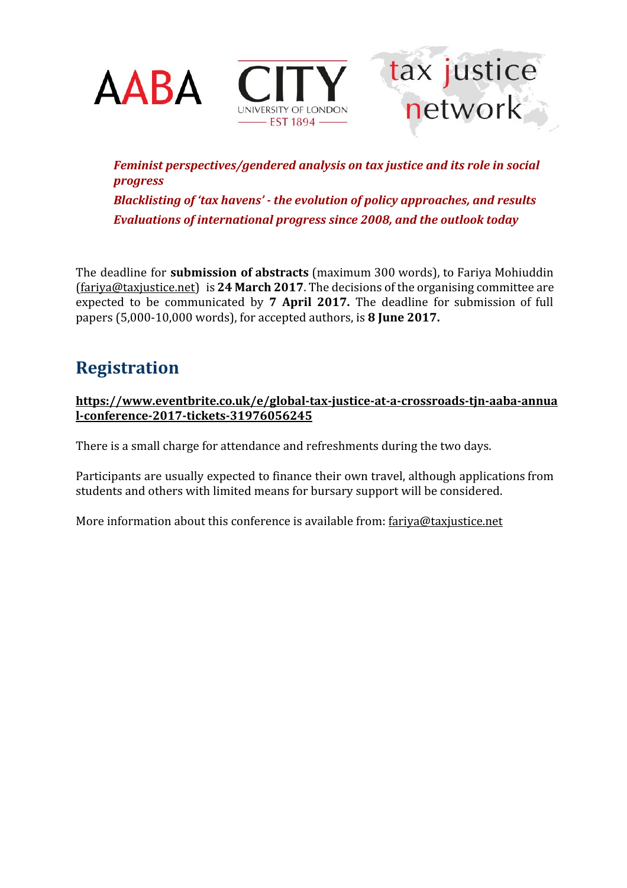AABA CITY UNIVERSITY OF LONDON EST 1894 tax justice network

***Feminist perspectives/gendered analysis on tax justice and its role in social progress***

***Blacklisting of 'tax havens' - the evolution of policy approaches, and results***

***Evaluations of international progress since 2008, and the outlook today***

The deadline for **submission of abstracts** (maximum 300 words), to Fariya Mohiuddin (fariya@taxjustice.net) is **24 March 2017**. The decisions of the organising committee are expected to be communicated by **7 April 2017.** The deadline for submission of full papers (5,000-10,000 words), for accepted authors, is **8 June 2017.**

## Registration

**https://www.eventbrite.co.uk/e/global-tax-justice-at-a-crossroads-tjn-aaba-annual-conference-2017-tickets-31976056245**

There is a small charge for attendance and refreshments during the two days.

Participants are usually expected to finance their own travel, although applications from students and others with limited means for bursary support will be considered.

More information about this conference is available from: fariya@taxjustice.net